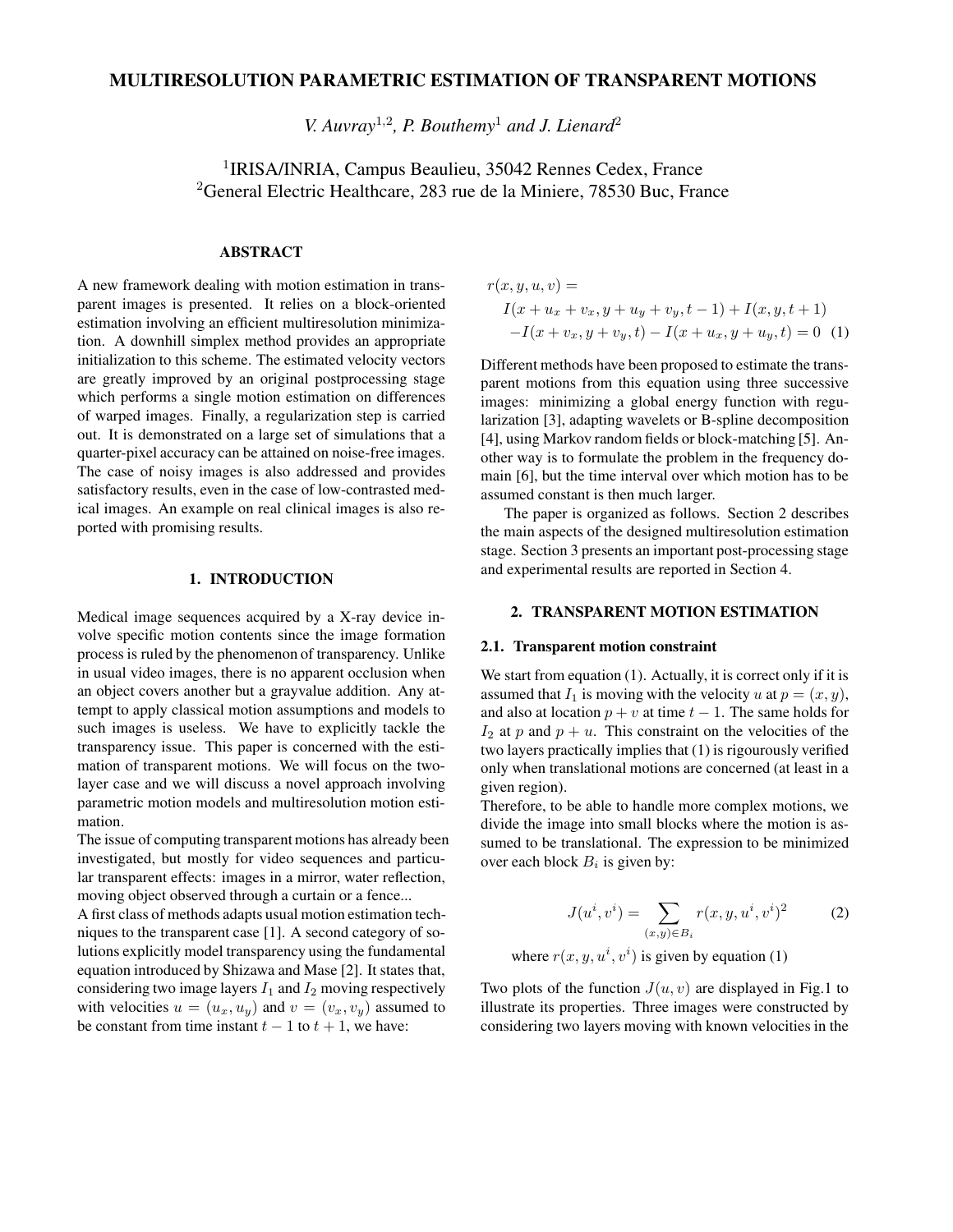# MULTIRESOLUTION PARAMETRIC ESTIMATION OF TRANSPARENT MOTIONS

*V. Auvray*[1,2]*, P. Bouthemy*[1] *and J. Lienard*[2]

[1]IRISA/INRIA, Campus Beaulieu, 35042 Rennes Cedex, France
[2]General Electric Healthcare, 283 rue de la Miniere, 78530 Buc, France

## ABSTRACT

A new framework dealing with motion estimation in transparent images is presented. It relies on a block-oriented estimation involving an efficient multiresolution minimization. A downhill simplex method provides an appropriate initialization to this scheme. The estimated velocity vectors are greatly improved by an original postprocessing stage which performs a single motion estimation on differences of warped images. Finally, a regularization step is carried out. It is demonstrated on a large set of simulations that a quarter-pixel accuracy can be attained on noise-free images. The case of noisy images is also addressed and provides satisfactory results, even in the case of low-contrasted medical images. An example on real clinical images is also reported with promising results.

## 1. INTRODUCTION

Medical image sequences acquired by a X-ray device involve specific motion contents since the image formation process is ruled by the phenomenon of transparency. Unlike in usual video images, there is no apparent occlusion when an object covers another but a grayvalue addition. Any attempt to apply classical motion assumptions and models to such images is useless. We have to explicitly tackle the transparency issue. This paper is concerned with the estimation of transparent motions. We will focus on the two-layer case and we will discuss a novel approach involving parametric motion models and multiresolution motion estimation.

The issue of computing transparent motions has already been investigated, but mostly for video sequences and particular transparent effects: images in a mirror, water reflection, moving object observed through a curtain or a fence...

A first class of methods adapts usual motion estimation techniques to the transparent case [1]. A second category of solutions explicitly model transparency using the fundamental equation introduced by Shizawa and Mase [2]. It states that, considering two image layers $I_1$ and $I_2$ moving respectively with velocities $u = (u_x, u_y)$ and $v = (v_x, v_y)$ assumed to be constant from time instant $t-1$ to $t+1$, we have:

$$
\begin{aligned}
r(x, y, u, v) = \\
& I(x + u_x + v_x, y + u_y + v_y, t-1) + I(x, y, t+1) \\
& -I(x + v_x, y + v_y, t) - I(x + u_x, y + u_y, t) = 0 \quad (1)
\end{aligned}
$$

Different methods have been proposed to estimate the transparent motions from this equation using three successive images: minimizing a global energy function with regularization [3], adapting wavelets or B-spline decomposition [4], using Markov random fields or block-matching [5]. Another way is to formulate the problem in the frequency domain [6], but the time interval over which motion has to be assumed constant is then much larger.

The paper is organized as follows. Section 2 describes the main aspects of the designed multiresolution estimation stage. Section 3 presents an important post-processing stage and experimental results are reported in Section 4.

## 2. TRANSPARENT MOTION ESTIMATION

### 2.1. Transparent motion constraint

We start from equation (1). Actually, it is correct only if it is assumed that $I_1$ is moving with the velocity $u$ at $p = (x, y)$, and also at location $p + v$ at time $t-1$. The same holds for $I_2$ at $p$ and $p + u$. This constraint on the velocities of the two layers practically implies that (1) is rigourously verified only when translational motions are concerned (at least in a given region).

Therefore, to be able to handle more complex motions, we divide the image into small blocks where the motion is assumed to be translational. The expression to be minimized over each block $B_i$ is given by:

$$J(u^i, v^i) = \sum_{(x,y) \in B_i} r(x, y, u^i, v^i)^2 \quad (2)$$

where $r(x, y, u^i, v^i)$ is given by equation (1)

Two plots of the function $J(u, v)$ are displayed in Fig.1 to illustrate its properties. Three images were constructed by considering two layers moving with known velocities in the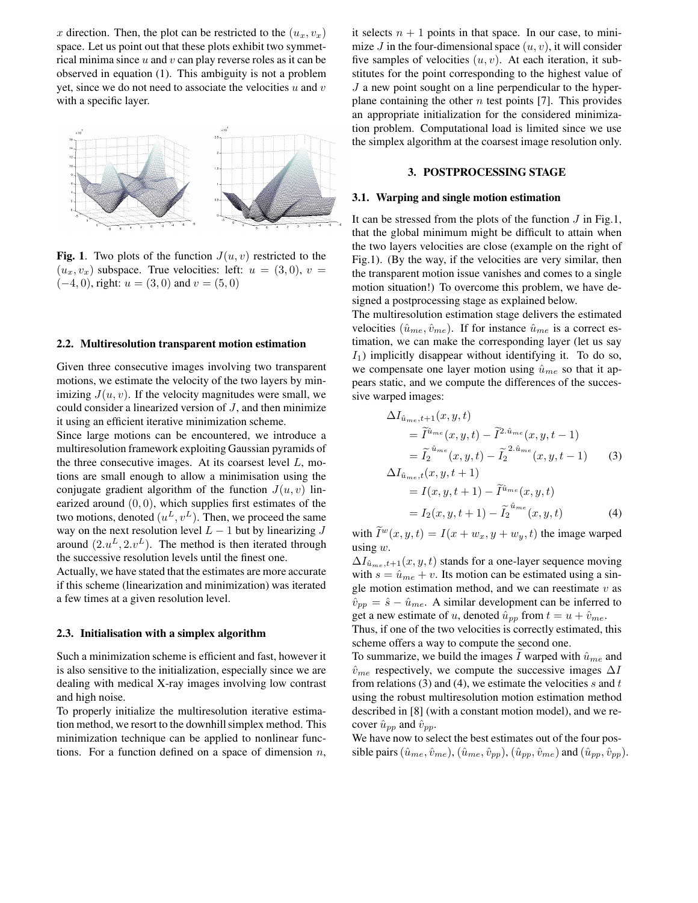$x$ direction. Then, the plot can be restricted to the $(u_x, v_x)$ space. Let us point out that these plots exhibit two symmetrical minima since $u$ and $v$ can play reverse roles as it can be observed in equation (1). This ambiguity is not a problem yet, since we do not need to associate the velocities $u$ and $v$ with a specific layer.

**Fig. 1**. Two plots of the function $J(u, v)$ restricted to the $(u_x, v_x)$ subspace. True velocities: left: $u = (3, 0)$, $v = (-4, 0)$, right: $u = (3, 0)$ and $v = (5, 0)$

### 2.2. Multiresolution transparent motion estimation

Given three consecutive images involving two transparent motions, we estimate the velocity of the two layers by minimizing $J(u, v)$. If the velocity magnitudes were small, we could consider a linearized version of $J$, and then minimize it using an efficient iterative minimization scheme.

Since large motions can be encountered, we introduce a multiresolution framework exploiting Gaussian pyramids of the three consecutive images. At its coarsest level $L$, motions are small enough to allow a minimisation using the conjugate gradient algorithm of the function $J(u, v)$ linearized around $(0, 0)$, which supplies first estimates of the two motions, denoted $(u^L, v^L)$. Then, we proceed the same way on the next resolution level $L-1$ but by linearizing $J$ around $(2.u^L, 2.v^L)$. The method is then iterated through the successive resolution levels until the finest one.

Actually, we have stated that the estimates are more accurate if this scheme (linearization and minimization) was iterated a few times at a given resolution level.

### 2.3. Initialisation with a simplex algorithm

Such a minimization scheme is efficient and fast, however it is also sensitive to the initialization, especially since we are dealing with medical X-ray images involving low contrast and high noise.

To properly initialize the multiresolution iterative estimation method, we resort to the downhill simplex method. This minimization technique can be applied to nonlinear functions. For a function defined on a space of dimension $n$, it selects $n + 1$ points in that space. In our case, to minimize $J$ in the four-dimensional space $(u, v)$, it will consider five samples of velocities $(u, v)$. At each iteration, it substitutes for the point corresponding to the highest value of $J$ a new point sought on a line perpendicular to the hyperplane containing the other $n$ test points [7]. This provides an appropriate initialization for the considered minimization problem. Computational load is limited since we use the simplex algorithm at the coarsest image resolution only.

## 3. POSTPROCESSING STAGE

### 3.1. Warping and single motion estimation

It can be stressed from the plots of the function $J$ in Fig.1, that the global minimum might be difficult to attain when the two layers velocities are close (example on the right of Fig.1). (By the way, if the velocities are very similar, then the transparent motion issue vanishes and comes to a single motion situation!) To overcome this problem, we have designed a postprocessing stage as explained below.

The multiresolution estimation stage delivers the estimated velocities $(\hat{u}_{me}, \hat{v}_{me})$. If for instance $\hat{u}_{me}$ is a correct estimation, we can make the corresponding layer (let us say $I_1$) implicitly disappear without identifying it. To do so, we compensate one layer motion using $\hat{u}_{me}$ so that it appears static, and we compute the differences of the successive warped images:

$$
\begin{aligned}
\Delta I_{\hat{u}_{me},t+1}(x, y, t) &= \widetilde{I}^{\hat{u}_{me}}(x, y, t) - \widetilde{I}^{2.\hat{u}_{me}}(x, y, t-1) \\
&= \widetilde{I_2}^{\hat{u}_{me}}(x, y, t) - \widetilde{I_2}^{2.\hat{u}_{me}}(x, y, t-1) \qquad (3)
\end{aligned}
$$

$$
\begin{aligned}
\Delta I_{\hat{u}_{me},t}(x, y, t+1) &= I(x, y, t+1) - \widetilde{I}^{\hat{u}_{me}}(x, y, t) \\
&= I_2(x, y, t+1) - \widetilde{I_2}^{\hat{u}_{me}}(x, y, t) \qquad (4)
\end{aligned}
$$

with $\widetilde{I}^w(x, y, t) = I(x + w_x, y + w_y, t)$ the image warped using $w$.

$\Delta I_{\hat{u}_{me},t+1}(x, y, t)$ stands for a one-layer sequence moving with $s = \hat{u}_{me} + v$. Its motion can be estimated using a single motion estimation method, and we can reestimate $v$ as $\hat{v}_{pp} = \hat{s} - \hat{u}_{me}$. A similar development can be inferred to get a new estimate of $u$, denoted $\hat{u}_{pp}$ from $t = u + \hat{v}_{me}$.

Thus, if one of the two velocities is correctly estimated, this scheme offers a way to compute the second one.

To summarize, we build the images $\widetilde{I}$ warped with $\hat{u}_{me}$ and $\hat{v}_{me}$ respectively, we compute the successive images $\Delta I$ from relations (3) and (4), we estimate the velocities $s$ and $t$ using the robust multiresolution motion estimation method described in [8] (with a constant motion model), and we recover $\hat{u}_{pp}$ and $\hat{v}_{pp}$.

We have now to select the best estimates out of the four possible pairs $(\hat{u}_{me}, \hat{v}_{me})$, $(\hat{u}_{me}, \hat{v}_{pp})$, $(\hat{u}_{pp}, \hat{v}_{me})$ and $(\hat{u}_{pp}, \hat{v}_{pp})$.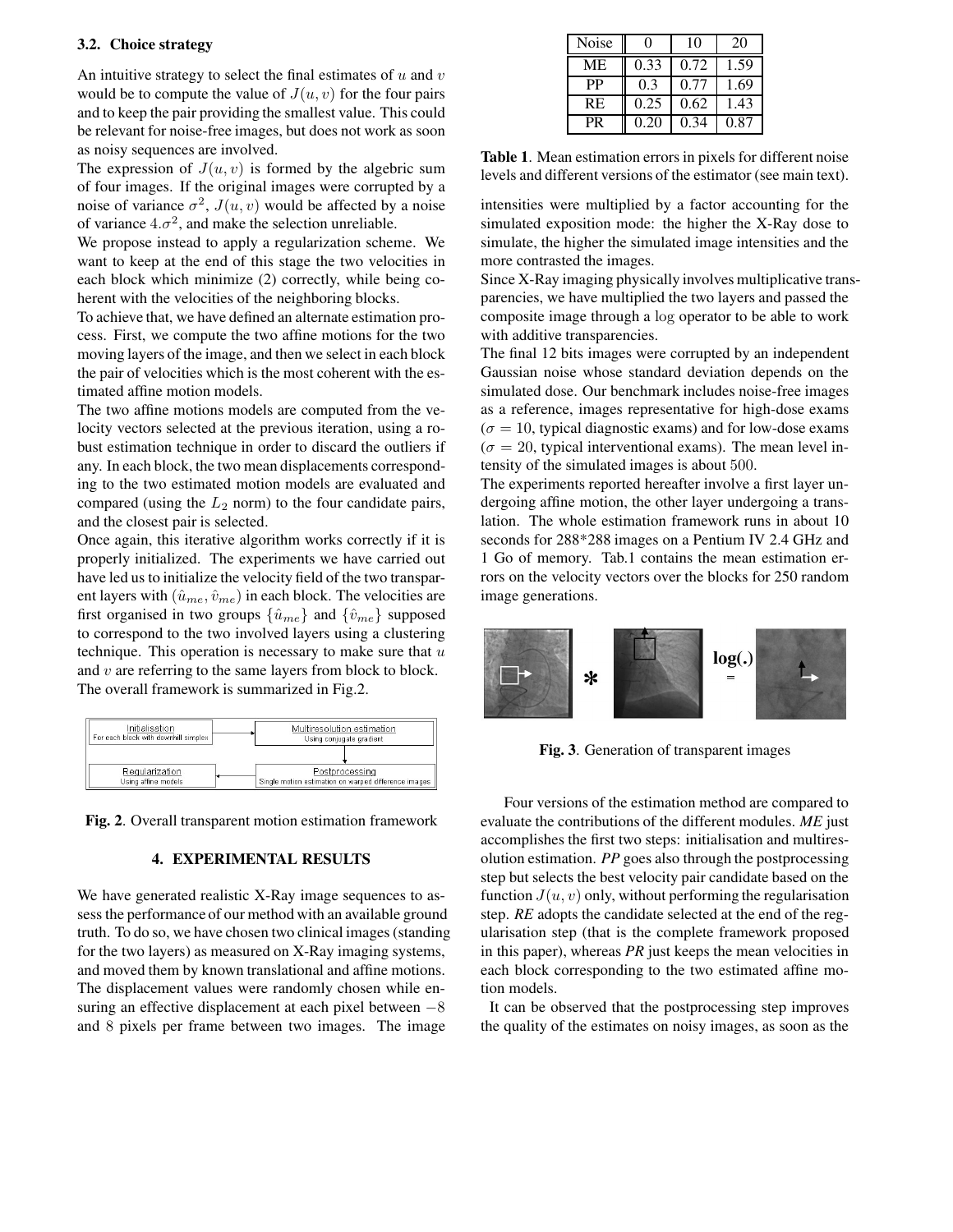### 3.2. Choice strategy

An intuitive strategy to select the final estimates of $u$ and $v$ would be to compute the value of $J(u, v)$ for the four pairs and to keep the pair providing the smallest value. This could be relevant for noise-free images, but does not work as soon as noisy sequences are involved.

The expression of $J(u, v)$ is formed by the algebric sum of four images. If the original images were corrupted by a noise of variance $\sigma^2$, $J(u, v)$ would be affected by a noise of variance $4.\sigma^2$, and make the selection unreliable.

We propose instead to apply a regularization scheme. We want to keep at the end of this stage the two velocities in each block which minimize (2) correctly, while being coherent with the velocities of the neighboring blocks.

To achieve that, we have defined an alternate estimation process. First, we compute the two affine motions for the two moving layers of the image, and then we select in each block the pair of velocities which is the most coherent with the estimated affine motion models.

The two affine motions models are computed from the velocity vectors selected at the previous iteration, using a robust estimation technique in order to discard the outliers if any. In each block, the two mean displacements corresponding to the two estimated motion models are evaluated and compared (using the $L_2$ norm) to the four candidate pairs, and the closest pair is selected.

Once again, this iterative algorithm works correctly if it is properly initialized. The experiments we have carried out have led us to initialize the velocity field of the two transparent layers with $(\hat{u}_{me}, \hat{v}_{me})$ in each block. The velocities are first organised in two groups $\{\hat{u}_{me}\}$ and $\{\hat{v}_{me}\}$ supposed to correspond to the two involved layers using a clustering technique. This operation is necessary to make sure that $u$ and $v$ are referring to the same layers from block to block. The overall framework is summarized in Fig.2.

Initialisation — For each block with downhill simplex → Multiresolution estimation — Using conjugate gradient → Postprocessing — Single motion estimation on warped difference images → Regularization — Using affine models

**Fig. 2**. Overall transparent motion estimation framework

## 4. EXPERIMENTAL RESULTS

We have generated realistic X-Ray image sequences to assess the performance of our method with an available ground truth. To do so, we have chosen two clinical images (standing for the two layers) as measured on X-Ray imaging systems, and moved them by known translational and affine motions. The displacement values were randomly chosen while ensuring an effective displacement at each pixel between $-8$ and $8$ pixels per frame between two images. The image intensities were multiplied by a factor accounting for the simulated exposition mode: the higher the X-Ray dose to simulate, the higher the simulated image intensities and the more contrasted the images.

| Noise | 0 | 10 | 20 |
|---|---|---|---|
| ME | 0.33 | 0.72 | 1.59 |
| PP | 0.3 | 0.77 | 1.69 |
| RE | 0.25 | 0.62 | 1.43 |
| PR | 0.20 | 0.34 | 0.87 |

**Table 1**. Mean estimation errors in pixels for different noise levels and different versions of the estimator (see main text).

Since X-Ray imaging physically involves multiplicative transparencies, we have multiplied the two layers and passed the composite image through a log operator to be able to work with additive transparencies.

The final 12 bits images were corrupted by an independent Gaussian noise whose standard deviation depends on the simulated dose. Our benchmark includes noise-free images as a reference, images representative for high-dose exams ($\sigma = 10$, typical diagnostic exams) and for low-dose exams ($\sigma = 20$, typical interventional exams). The mean level intensity of the simulated images is about $500$.

The experiments reported hereafter involve a first layer undergoing affine motion, the other layer undergoing a translation. The whole estimation framework runs in about 10 seconds for 288*288 images on a Pentium IV 2.4 GHz and 1 Go of memory. Tab.1 contains the mean estimation errors on the velocity vectors over the blocks for 250 random image generations.

**Fig. 3**. Generation of transparent images

Four versions of the estimation method are compared to evaluate the contributions of the different modules. *ME* just accomplishes the first two steps: initialisation and multiresolution estimation. *PP* goes also through the postprocessing step but selects the best velocity pair candidate based on the function $J(u, v)$ only, without performing the regularisation step. *RE* adopts the candidate selected at the end of the regularisation step (that is the complete framework proposed in this paper), whereas *PR* just keeps the mean velocities in each block corresponding to the two estimated affine motion models.

It can be observed that the postprocessing step improves the quality of the estimates on noisy images, as soon as the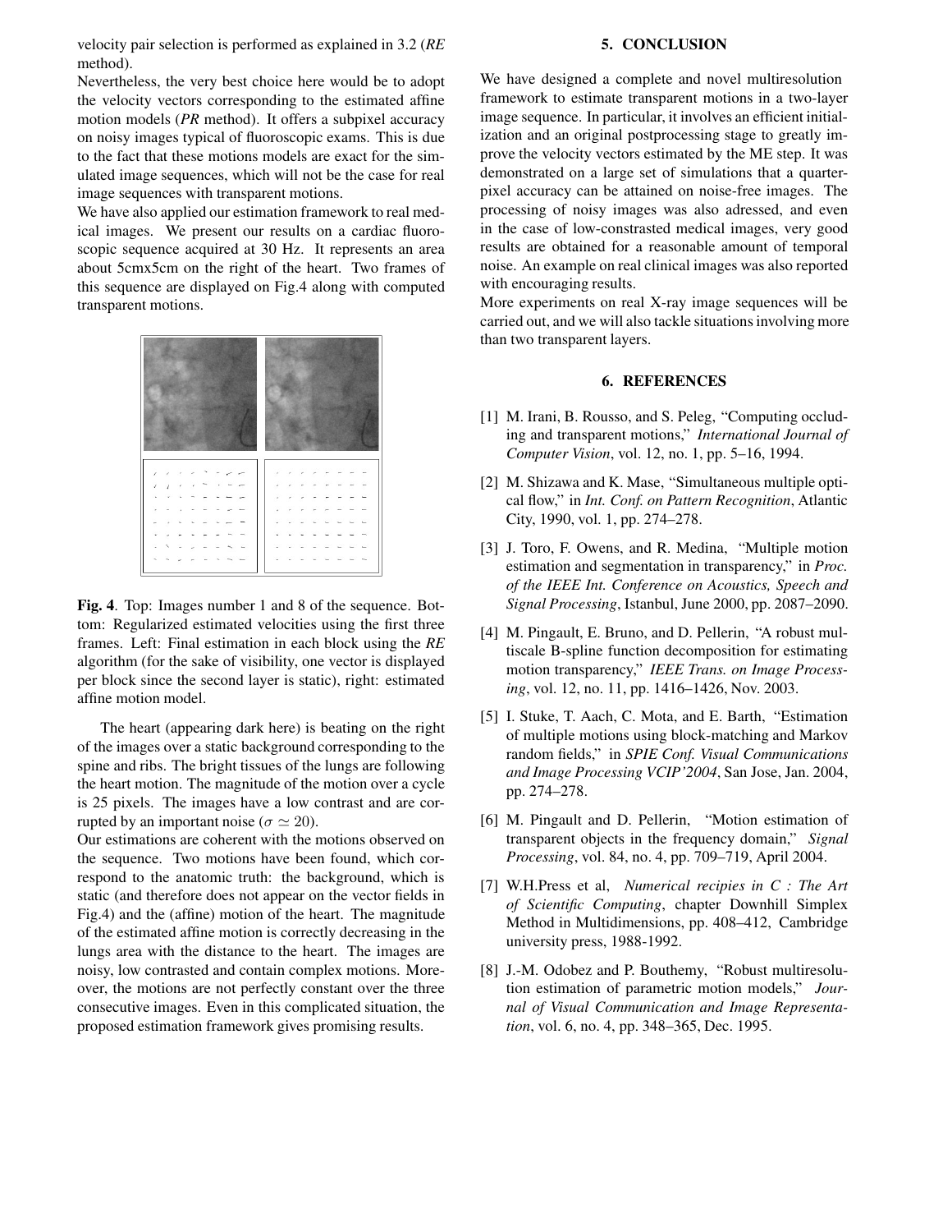velocity pair selection is performed as explained in 3.2 (*RE* method).

Nevertheless, the very best choice here would be to adopt the velocity vectors corresponding to the estimated affine motion models (*PR* method). It offers a subpixel accuracy on noisy images typical of fluoroscopic exams. This is due to the fact that these motions models are exact for the simulated image sequences, which will not be the case for real image sequences with transparent motions.

We have also applied our estimation framework to real medical images. We present our results on a cardiac fluoroscopic sequence acquired at 30 Hz. It represents an area about 5cmx5cm on the right of the heart. Two frames of this sequence are displayed on Fig.4 along with computed transparent motions.

**Fig. 4**. Top: Images number 1 and 8 of the sequence. Bottom: Regularized estimated velocities using the first three frames. Left: Final estimation in each block using the *RE* algorithm (for the sake of visibility, one vector is displayed per block since the second layer is static), right: estimated affine motion model.

The heart (appearing dark here) is beating on the right of the images over a static background corresponding to the spine and ribs. The bright tissues of the lungs are following the heart motion. The magnitude of the motion over a cycle is 25 pixels. The images have a low contrast and are corrupted by an important noise ($\sigma \simeq 20$).

Our estimations are coherent with the motions observed on the sequence. Two motions have been found, which correspond to the anatomic truth: the background, which is static (and therefore does not appear on the vector fields in Fig.4) and the (affine) motion of the heart. The magnitude of the estimated affine motion is correctly decreasing in the lungs area with the distance to the heart. The images are noisy, low contrasted and contain complex motions. Moreover, the motions are not perfectly constant over the three consecutive images. Even in this complicated situation, the proposed estimation framework gives promising results.

## 5. CONCLUSION

We have designed a complete and novel multiresolution framework to estimate transparent motions in a two-layer image sequence. In particular, it involves an efficient initialization and an original postprocessing stage to greatly improve the velocity vectors estimated by the ME step. It was demonstrated on a large set of simulations that a quarter-pixel accuracy can be attained on noise-free images. The processing of noisy images was also adressed, and even in the case of low-constrasted medical images, very good results are obtained for a reasonable amount of temporal noise. An example on real clinical images was also reported with encouraging results.

More experiments on real X-ray image sequences will be carried out, and we will also tackle situations involving more than two transparent layers.

## 6. REFERENCES

[1] M. Irani, B. Rousso, and S. Peleg, "Computing occluding and transparent motions," *International Journal of Computer Vision*, vol. 12, no. 1, pp. 5–16, 1994.

[2] M. Shizawa and K. Mase, "Simultaneous multiple optical flow," in *Int. Conf. on Pattern Recognition*, Atlantic City, 1990, vol. 1, pp. 274–278.

[3] J. Toro, F. Owens, and R. Medina, "Multiple motion estimation and segmentation in transparency," in *Proc. of the IEEE Int. Conference on Acoustics, Speech and Signal Processing*, Istanbul, June 2000, pp. 2087–2090.

[4] M. Pingault, E. Bruno, and D. Pellerin, "A robust multiscale B-spline function decomposition for estimating motion transparency," *IEEE Trans. on Image Processing*, vol. 12, no. 11, pp. 1416–1426, Nov. 2003.

[5] I. Stuke, T. Aach, C. Mota, and E. Barth, "Estimation of multiple motions using block-matching and Markov random fields," in *SPIE Conf. Visual Communications and Image Processing VCIP'2004*, San Jose, Jan. 2004, pp. 274–278.

[6] M. Pingault and D. Pellerin, "Motion estimation of transparent objects in the frequency domain," *Signal Processing*, vol. 84, no. 4, pp. 709–719, April 2004.

[7] W.H.Press et al, *Numerical recipies in C : The Art of Scientific Computing*, chapter Downhill Simplex Method in Multidimensions, pp. 408–412, Cambridge university press, 1988-1992.

[8] J.-M. Odobez and P. Bouthemy, "Robust multiresolution estimation of parametric motion models," *Journal of Visual Communication and Image Representation*, vol. 6, no. 4, pp. 348–365, Dec. 1995.